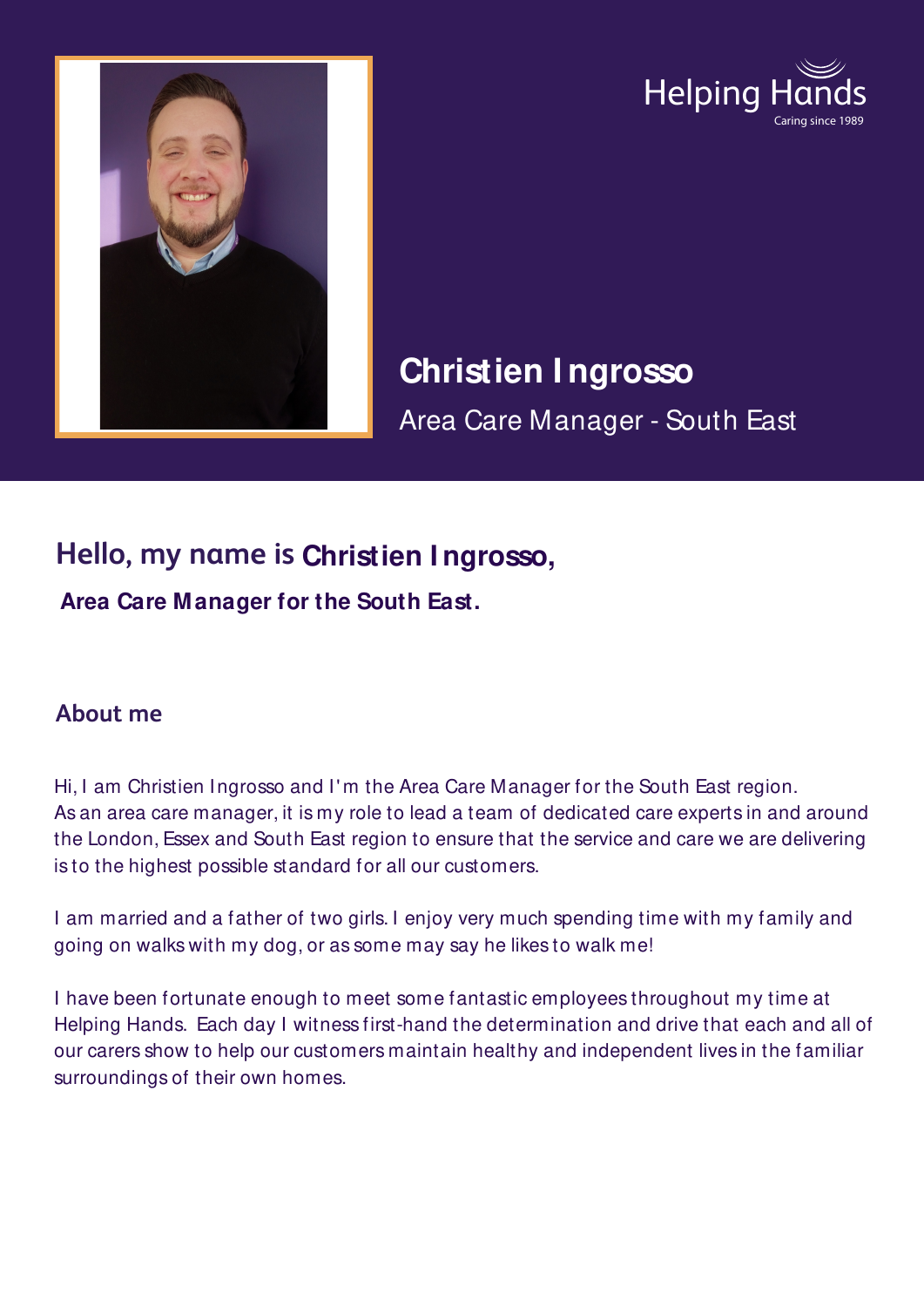Helping Hands
Caring since 1989

# Christien Ingrosso

Area Care Manager - South East

## Hello, my name is Christien Ingrosso,

**Area Care Manager for the South East.**

## About me

Hi, I am Christien Ingrosso and I'm the Area Care Manager for the South East region. As an area care manager, it is my role to lead a team of dedicated care experts in and around the London, Essex and South East region to ensure that the service and care we are delivering is to the highest possible standard for all our customers.

I am married and a father of two girls. I enjoy very much spending time with my family and going on walks with my dog, or as some may say he likes to walk me!

I have been fortunate enough to meet some fantastic employees throughout my time at Helping Hands. Each day I witness first-hand the determination and drive that each and all of our carers show to help our customers maintain healthy and independent lives in the familiar surroundings of their own homes.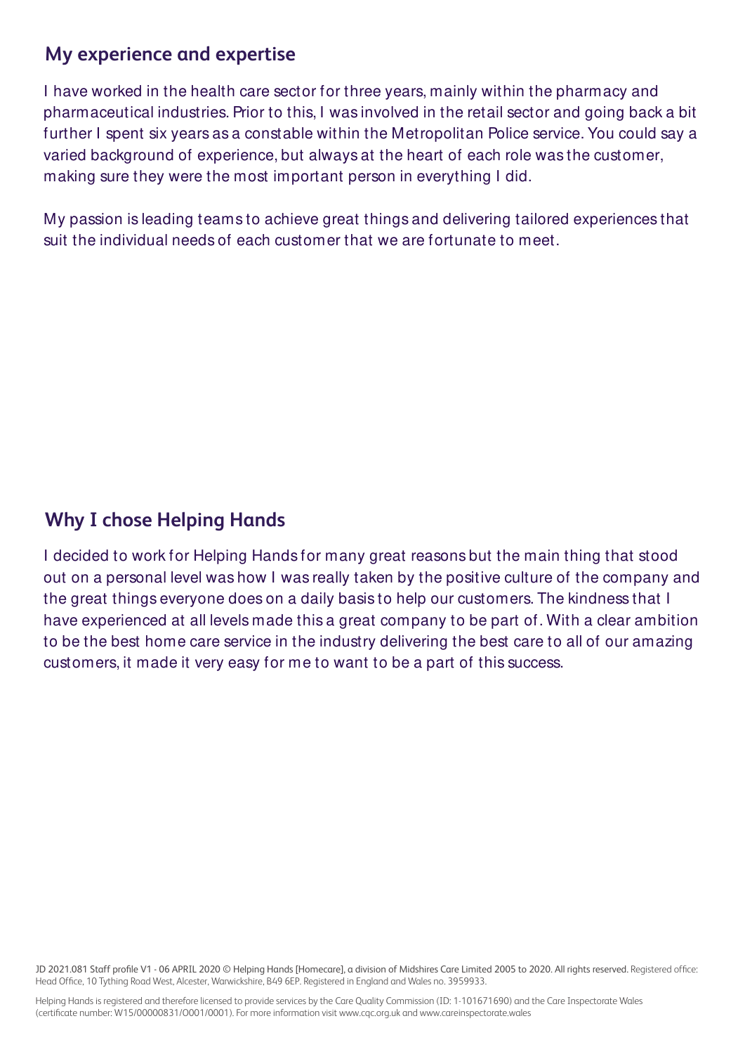## My experience and expertise

I have worked in the health care sector for three years, mainly within the pharmacy and pharmaceutical industries. Prior to this, I was involved in the retail sector and going back a bit further I spent six years as a constable within the Metropolitan Police service. You could say a varied background of experience, but always at the heart of each role was the customer, making sure they were the most important person in everything I did.

My passion is leading teams to achieve great things and delivering tailored experiences that suit the individual needs of each customer that we are fortunate to meet.

## Why I chose Helping Hands

I decided to work for Helping Hands for many great reasons but the main thing that stood out on a personal level was how I was really taken by the positive culture of the company and the great things everyone does on a daily basis to help our customers. The kindness that I have experienced at all levels made this a great company to be part of. With a clear ambition to be the best home care service in the industry delivering the best care to all of our amazing customers, it made it very easy for me to want to be a part of this success.

JD 2021.081 Staff profile V1 - 06 APRIL 2020 © Helping Hands [Homecare], a division of Midshires Care Limited 2005 to 2020. All rights reserved. Registered office: Head Office, 10 Tything Road West, Alcester, Warwickshire, B49 6EP. Registered in England and Wales no. 3959933.

Helping Hands is registered and therefore licensed to provide services by the Care Quality Commission (ID: 1-101671690) and the Care Inspectorate Wales (certificate number: W15/00000831/O001/0001). For more information visit www.cqc.org.uk and www.careinspectorate.wales